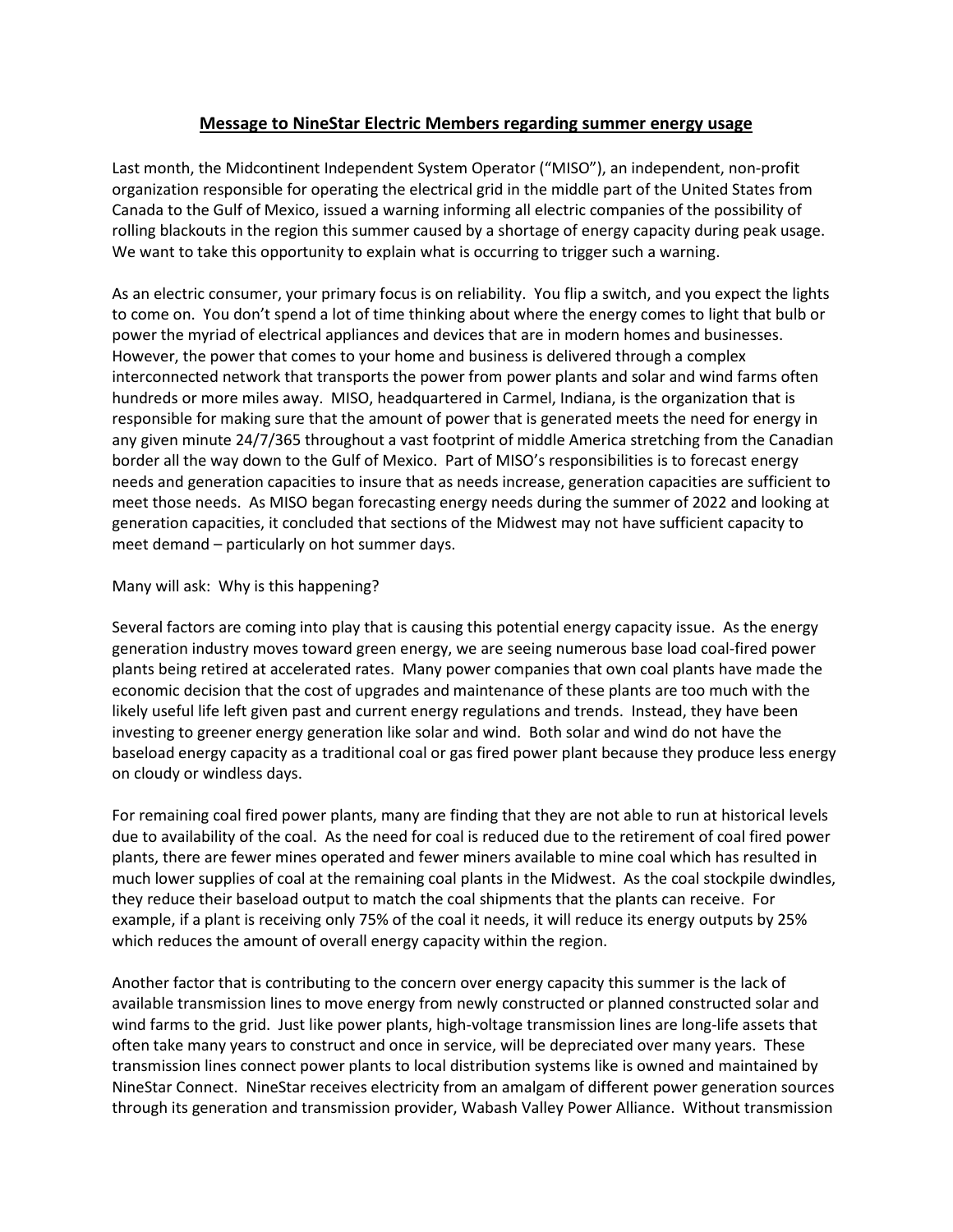# Message to NineStar Electric Members regarding summer energy usage

Last month, the Midcontinent Independent System Operator ("MISO"), an independent, non-profit organization responsible for operating the electrical grid in the middle part of the United States from Canada to the Gulf of Mexico, issued a warning informing all electric companies of the possibility of rolling blackouts in the region this summer caused by a shortage of energy capacity during peak usage. We want to take this opportunity to explain what is occurring to trigger such a warning.

As an electric consumer, your primary focus is on reliability. You flip a switch, and you expect the lights to come on. You don't spend a lot of time thinking about where the energy comes to light that bulb or power the myriad of electrical appliances and devices that are in modern homes and businesses. However, the power that comes to your home and business is delivered through a complex interconnected network that transports the power from power plants and solar and wind farms often hundreds or more miles away. MISO, headquartered in Carmel, Indiana, is the organization that is responsible for making sure that the amount of power that is generated meets the need for energy in any given minute 24/7/365 throughout a vast footprint of middle America stretching from the Canadian border all the way down to the Gulf of Mexico. Part of MISO's responsibilities is to forecast energy needs and generation capacities to insure that as needs increase, generation capacities are sufficient to meet those needs. As MISO began forecasting energy needs during the summer of 2022 and looking at generation capacities, it concluded that sections of the Midwest may not have sufficient capacity to meet demand – particularly on hot summer days.

Many will ask: Why is this happening?

Several factors are coming into play that is causing this potential energy capacity issue. As the energy generation industry moves toward green energy, we are seeing numerous base load coal-fired power plants being retired at accelerated rates. Many power companies that own coal plants have made the economic decision that the cost of upgrades and maintenance of these plants are too much with the likely useful life left given past and current energy regulations and trends. Instead, they have been investing to greener energy generation like solar and wind. Both solar and wind do not have the baseload energy capacity as a traditional coal or gas fired power plant because they produce less energy on cloudy or windless days.

For remaining coal fired power plants, many are finding that they are not able to run at historical levels due to availability of the coal. As the need for coal is reduced due to the retirement of coal fired power plants, there are fewer mines operated and fewer miners available to mine coal which has resulted in much lower supplies of coal at the remaining coal plants in the Midwest. As the coal stockpile dwindles, they reduce their baseload output to match the coal shipments that the plants can receive. For example, if a plant is receiving only 75% of the coal it needs, it will reduce its energy outputs by 25% which reduces the amount of overall energy capacity within the region.

Another factor that is contributing to the concern over energy capacity this summer is the lack of available transmission lines to move energy from newly constructed or planned constructed solar and wind farms to the grid. Just like power plants, high-voltage transmission lines are long-life assets that often take many years to construct and once in service, will be depreciated over many years. These transmission lines connect power plants to local distribution systems like is owned and maintained by NineStar Connect. NineStar receives electricity from an amalgam of different power generation sources through its generation and transmission provider, Wabash Valley Power Alliance. Without transmission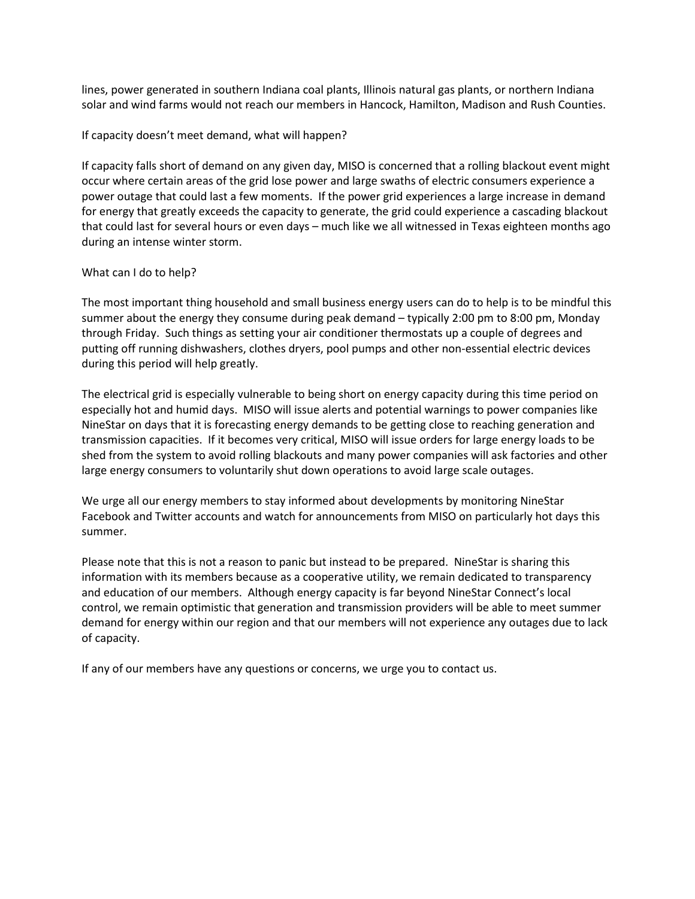lines, power generated in southern Indiana coal plants, Illinois natural gas plants, or northern Indiana solar and wind farms would not reach our members in Hancock, Hamilton, Madison and Rush Counties.

If capacity doesn't meet demand, what will happen?

If capacity falls short of demand on any given day, MISO is concerned that a rolling blackout event might occur where certain areas of the grid lose power and large swaths of electric consumers experience a power outage that could last a few moments. If the power grid experiences a large increase in demand for energy that greatly exceeds the capacity to generate, the grid could experience a cascading blackout that could last for several hours or even days – much like we all witnessed in Texas eighteen months ago during an intense winter storm.

What can I do to help?

The most important thing household and small business energy users can do to help is to be mindful this summer about the energy they consume during peak demand – typically 2:00 pm to 8:00 pm, Monday through Friday. Such things as setting your air conditioner thermostats up a couple of degrees and putting off running dishwashers, clothes dryers, pool pumps and other non-essential electric devices during this period will help greatly.

The electrical grid is especially vulnerable to being short on energy capacity during this time period on especially hot and humid days. MISO will issue alerts and potential warnings to power companies like NineStar on days that it is forecasting energy demands to be getting close to reaching generation and transmission capacities. If it becomes very critical, MISO will issue orders for large energy loads to be shed from the system to avoid rolling blackouts and many power companies will ask factories and other large energy consumers to voluntarily shut down operations to avoid large scale outages.

We urge all our energy members to stay informed about developments by monitoring NineStar Facebook and Twitter accounts and watch for announcements from MISO on particularly hot days this summer.

Please note that this is not a reason to panic but instead to be prepared. NineStar is sharing this information with its members because as a cooperative utility, we remain dedicated to transparency and education of our members. Although energy capacity is far beyond NineStar Connect's local control, we remain optimistic that generation and transmission providers will be able to meet summer demand for energy within our region and that our members will not experience any outages due to lack of capacity.

If any of our members have any questions or concerns, we urge you to contact us.